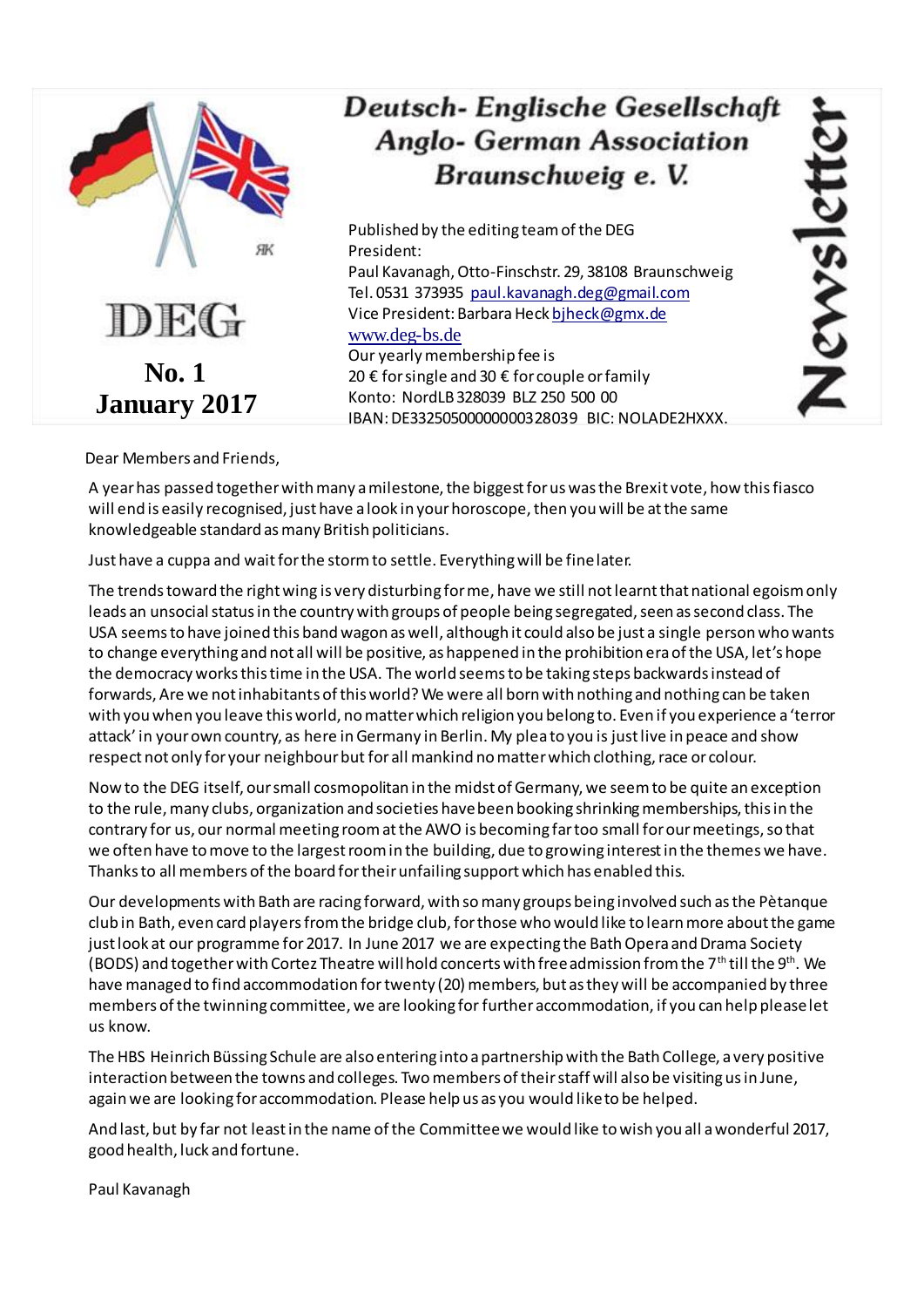# Deutsch- Englische Gesellschaft
# Anglo- German Association
# Braunschweig e. V.

**Newsletter**

**DEG**

**No. 1**
**January 2017**

Published by the editing team of the DEG
President:
Paul Kavanagh, Otto-Finschstr. 29, 38108 Braunschweig
Tel. 0531 373935 paul.kavanagh.deg@gmail.com
Vice President: Barbara Heck bjheck@gmx.de
www.deg-bs.de
Our yearly membership fee is
20 € for single and 30 € for couple or family
Konto: NordLB 328039 BLZ 250 500 00
IBAN: DE33250500000000328039 BIC: NOLADE2HXXX.

Dear Members and Friends,

A year has passed together with many a milestone, the biggest for us was the Brexit vote, how this fiasco will end is easily recognised, just have a look in your horoscope, then you will be at the same knowledgeable standard as many British politicians.

Just have a cuppa and wait for the storm to settle. Everything will be fine later.

The trends toward the right wing is very disturbing for me, have we still not learnt that national egoism only leads an unsocial status in the country with groups of people being segregated, seen as second class. The USA seems to have joined this band wagon as well, although it could also be just a single person who wants to change everything and not all will be positive, as happened in the prohibition era of the USA, let's hope the democracy works this time in the USA. The world seems to be taking steps backwards instead of forwards, Are we not inhabitants of this world? We were all born with nothing and nothing can be taken with you when you leave this world, no matter which religion you belong to. Even if you experience a 'terror attack' in your own country, as here in Germany in Berlin. My plea to you is just live in peace and show respect not only for your neighbour but for all mankind no matter which clothing, race or colour.

Now to the DEG itself, our small cosmopolitan in the midst of Germany, we seem to be quite an exception to the rule, many clubs, organization and societies have been booking shrinking memberships, this in the contrary for us, our normal meeting room at the AWO is becoming far too small for our meetings, so that we often have to move to the largest room in the building, due to growing interest in the themes we have. Thanks to all members of the board for their unfailing support which has enabled this.

Our developments with Bath are racing forward, with so many groups being involved such as the Pètanque club in Bath, even card players from the bridge club, for those who would like to learn more about the game just look at our programme for 2017. In June 2017 we are expecting the Bath Opera and Drama Society (BODS) and together with Cortez Theatre will hold concerts with free admission from the 7th till the 9th. We have managed to find accommodation for twenty (20) members, but as they will be accompanied by three members of the twinning committee, we are looking for further accommodation, if you can help please let us know.

The HBS Heinrich Büssing Schule are also entering into a partnership with the Bath College, a very positive interaction between the towns and colleges. Two members of their staff will also be visiting us in June, again we are looking for accommodation. Please help us as you would like to be helped.

And last, but by far not least in the name of the Committee we would like to wish you all a wonderful 2017, good health, luck and fortune.

Paul Kavanagh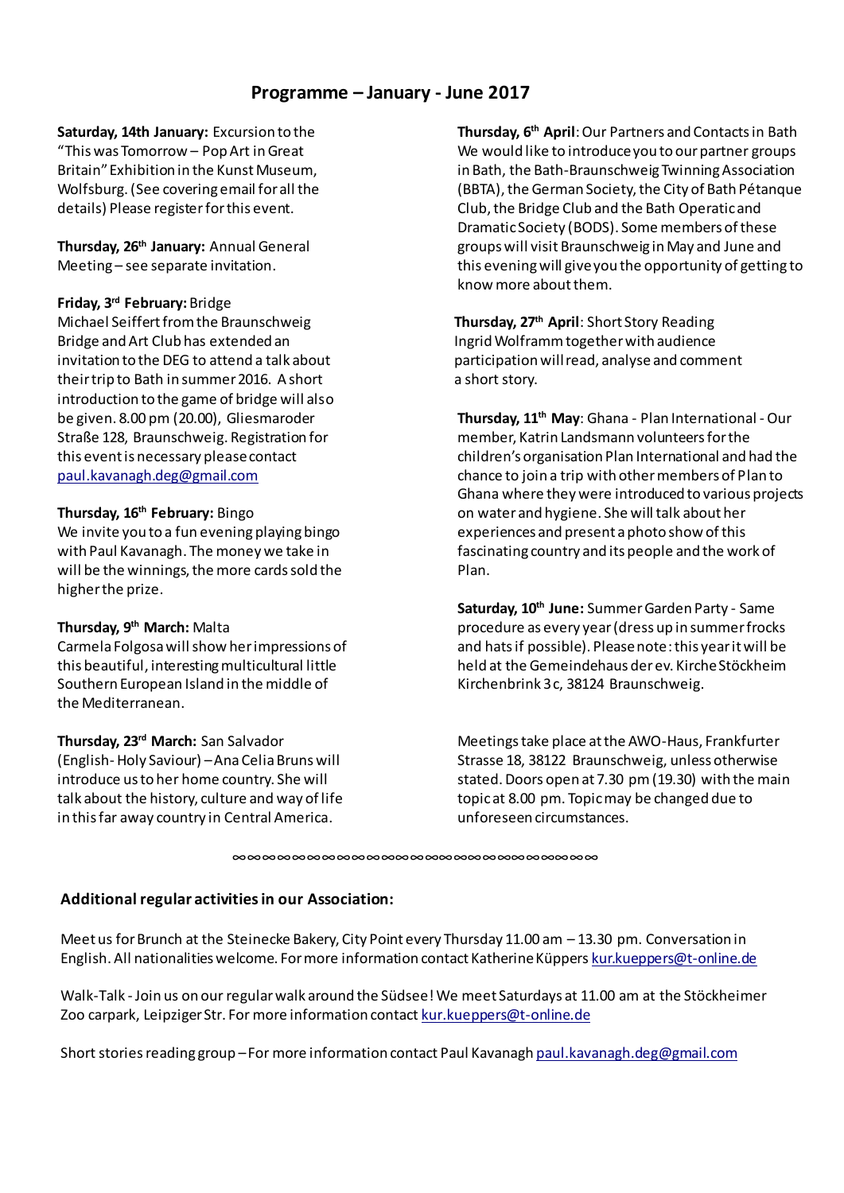# Programme – January - June 2017

**Saturday, 14th January:** Excursion to the "This was Tomorrow – Pop Art in Great Britain" Exhibition in the Kunst Museum, Wolfsburg. (See covering email for all the details) Please register for this event.

**Thursday, 26th January:** Annual General Meeting – see separate invitation.

**Friday, 3rd February:** Bridge
Michael Seiffert from the Braunschweig Bridge and Art Club has extended an invitation to the DEG to attend a talk about their trip to Bath in summer 2016. A short introduction to the game of bridge will also be given. 8.00 pm (20.00), Gliesmaroder Straße 128, Braunschweig. Registration for this event is necessary please contact paul.kavanagh.deg@gmail.com

**Thursday, 16th February:** Bingo
We invite you to a fun evening playing bingo with Paul Kavanagh. The money we take in will be the winnings, the more cards sold the higher the prize.

**Thursday, 9th March:** Malta
Carmela Folgosa will show her impressions of this beautiful, interesting multicultural little Southern European Island in the middle of the Mediterranean.

**Thursday, 23rd March:** San Salvador
(English - Holy Saviour) – Ana Celia Bruns will introduce us to her home country. She will talk about the history, culture and way of life in this far away country in Central America.

**Thursday, 6th April**: Our Partners and Contacts in Bath
We would like to introduce you to our partner groups in Bath, the Bath-Braunschweig Twinning Association (BBTA), the German Society, the City of Bath Pétanque Club, the Bridge Club and the Bath Operatic and Dramatic Society (BODS). Some members of these groups will visit Braunschweig in May and June and this evening will give you the opportunity of getting to know more about them.

**Thursday, 27th April**: Short Story Reading
Ingrid Wolframm together with audience participation will read, analyse and comment a short story.

**Thursday, 11th May**: Ghana - Plan International - Our member, Katrin Landsmann volunteers for the children's organisation Plan International and had the chance to join a trip with other members of Plan to Ghana where they were introduced to various projects on water and hygiene. She will talk about her experiences and present a photo show of this fascinating country and its people and the work of Plan.

**Saturday, 10th June:** Summer Garden Party - Same procedure as every year (dress up in summer frocks and hats if possible). Please note: this year it will be held at the Gemeindehaus der ev. Kirche Stöckheim Kirchenbrink 3 c, 38124 Braunschweig.

Meetings take place at the AWO-Haus, Frankfurter Strasse 18, 38122 Braunschweig, unless otherwise stated. Doors open at 7.30 pm (19.30) with the main topic at 8.00 pm. Topic may be changed due to unforeseen circumstances.

∞∞∞∞∞∞∞∞∞∞∞∞∞∞∞∞∞∞∞∞∞∞∞∞∞∞∞∞∞

### Additional regular activities in our Association:

Meet us for Brunch at the Steinecke Bakery, City Point every Thursday 11.00 am – 13.30 pm. Conversation in English. All nationalities welcome. For more information contact Katherine Küppers kur.kueppers@t-online.de

Walk-Talk - Join us on our regular walk around the Südsee! We meet Saturdays at 11.00 am at the Stöckheimer Zoo carpark, Leipziger Str. For more information contact kur.kueppers@t-online.de

Short stories reading group – For more information contact Paul Kavanagh paul.kavanagh.deg@gmail.com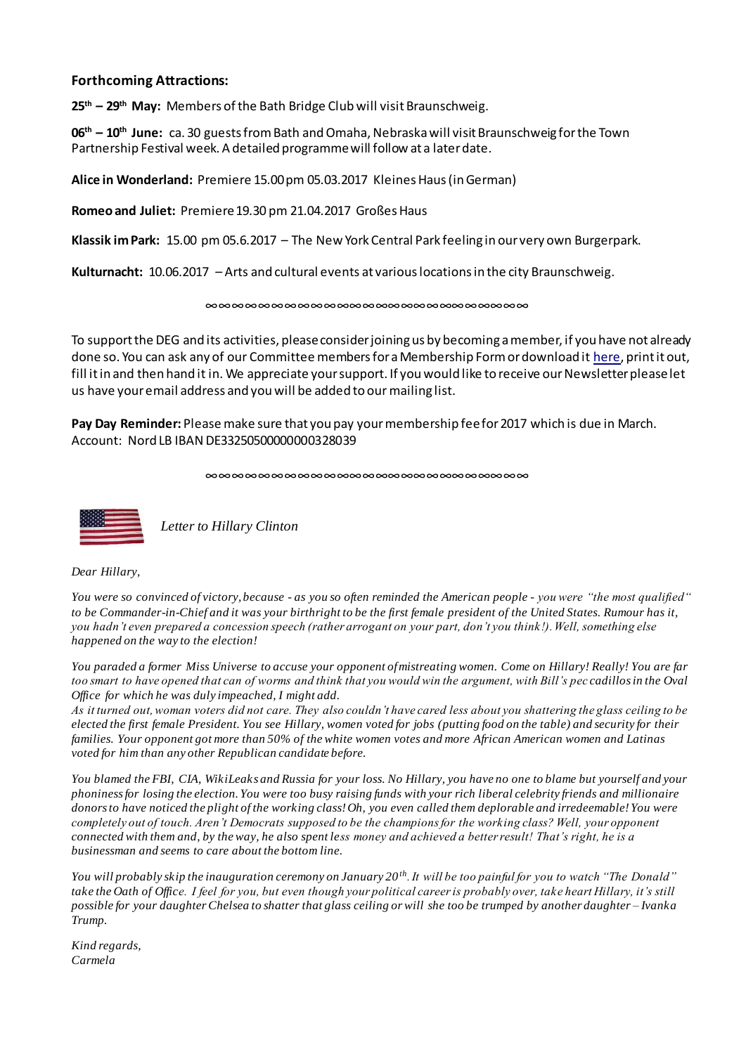### Forthcoming Attractions:

**25th – 29th May:** Members of the Bath Bridge Club will visit Braunschweig.

**06th – 10th June:** ca. 30 guests from Bath and Omaha, Nebraska will visit Braunschweig for the Town Partnership Festival week. A detailed programme will follow at a later date.

**Alice in Wonderland:** Premiere 15.00 pm 05.03.2017 Kleines Haus (in German)

**Romeo and Juliet:** Premiere 19.30 pm 21.04.2017 Großes Haus

**Klassik im Park:** 15.00 pm 05.6.2017 – The New York Central Park feeling in our very own Burgerpark.

**Kulturnacht:** 10.06.2017 – Arts and cultural events at various locations in the city Braunschweig.

∞∞∞∞∞∞∞∞∞∞∞∞∞∞∞∞∞∞∞∞∞∞∞∞∞∞∞∞∞

To support the DEG and its activities, please consider joining us by becoming a member, if you have not already done so. You can ask any of our Committee members for a Membership Form or download it here, print it out, fill it in and then hand it in. We appreciate your support. If you would like to receive our Newsletter please let us have your email address and you will be added to our mailing list.

**Pay Day Reminder:** Please make sure that you pay your membership fee for 2017 which is due in March. Account: Nord LB IBAN DE33250500000000328039

∞∞∞∞∞∞∞∞∞∞∞∞∞∞∞∞∞∞∞∞∞∞∞∞∞∞∞∞∞

*Letter to Hillary Clinton*

*Dear Hillary,*

*You were so convinced of victory, because - as you so often reminded the American people - you were "the most qualified" to be Commander-in-Chief and it was your birthright to be the first female president of the United States. Rumour has it, you hadn't even prepared a concession speech (rather arrogant on your part, don't you think!). Well, something else happened on the way to the election!*

*You paraded a former Miss Universe to accuse your opponent of mistreating women. Come on Hillary! Really! You are far too smart to have opened that can of worms and think that you would win the argument, with Bill's peccadillos in the Oval Office for which he was duly impeached, I might add.*

*As it turned out, woman voters did not care. They also couldn't have cared less about you shattering the glass ceiling to be elected the first female President. You see Hillary, women voted for jobs (putting food on the table) and security for their families. Your opponent got more than 50% of the white women votes and more African American women and Latinas voted for him than any other Republican candidate before.*

*You blamed the FBI, CIA, WikiLeaks and Russia for your loss. No Hillary, you have no one to blame but yourself and your phoniness for losing the election. You were too busy raising funds with your rich liberal celebrity friends and millionaire donors to have noticed the plight of the working class! Oh, you even called them deplorable and irredeemable! You were completely out of touch. Aren't Democrats supposed to be the champions for the working class? Well, your opponent connected with them and, by the way, he also spent less money and achieved a better result! That's right, he is a businessman and seems to care about the bottom line.*

*You will probably skip the inauguration ceremony on January 20th. It will be too painful for you to watch "The Donald" take the Oath of Office. I feel for you, but even though your political career is probably over, take heart Hillary, it's still possible for your daughter Chelsea to shatter that glass ceiling or will she too be trumped by another daughter – Ivanka Trump.*

*Kind regards,*
*Carmela*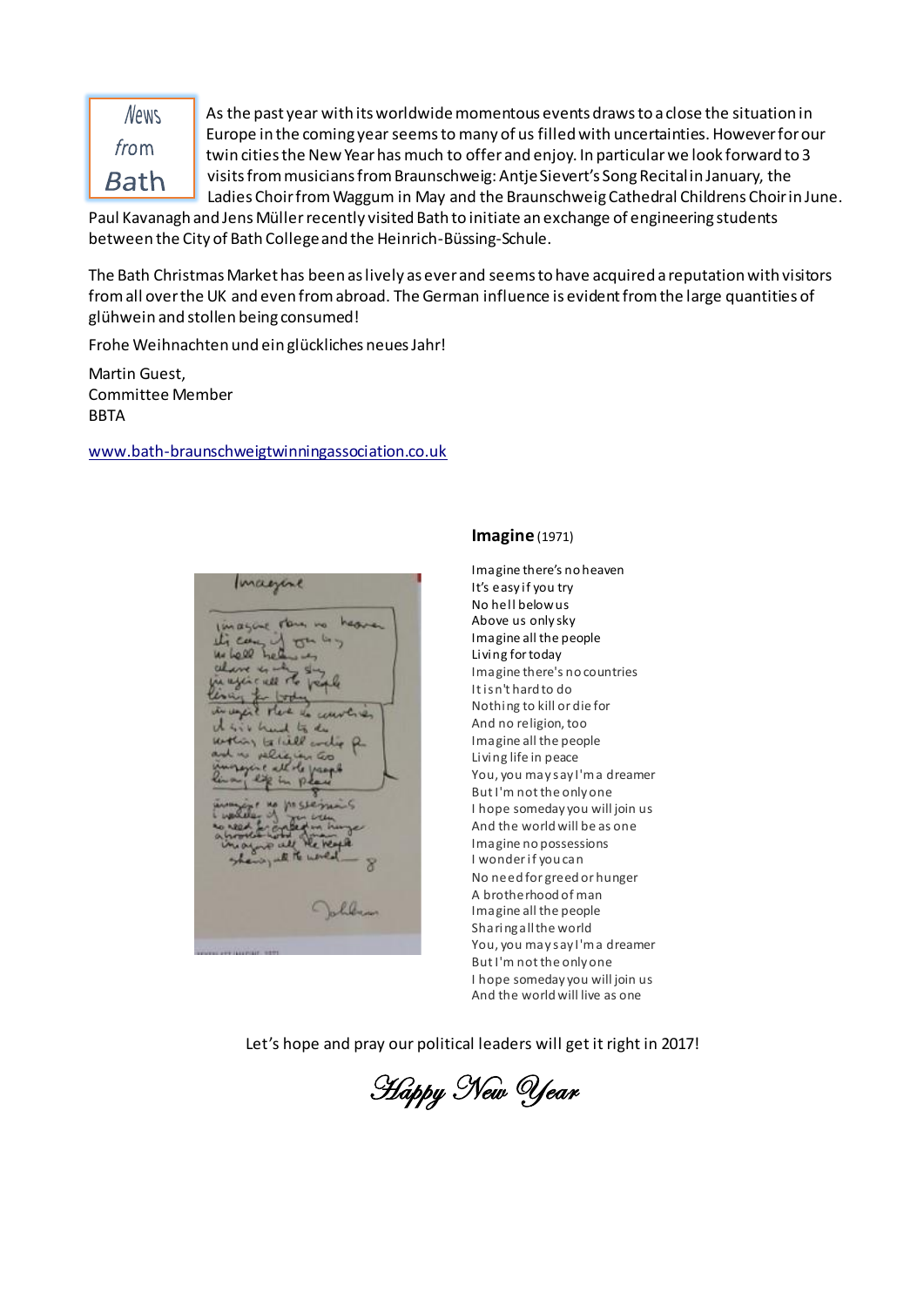**News from Bath**

As the past year with its worldwide momentous events draws to a close the situation in Europe in the coming year seems to many of us filled with uncertainties. However for our twin cities the New Year has much to offer and enjoy. In particular we look forward to 3 visits from musicians from Braunschweig: Antje Sievert's Song Recital in January, the Ladies Choir from Waggum in May and the Braunschweig Cathedral Childrens Choir in June. Paul Kavanagh and Jens Müller recently visited Bath to initiate an exchange of engineering students between the City of Bath College and the Heinrich-Büssing-Schule.

The Bath Christmas Market has been as lively as ever and seems to have acquired a reputation with visitors from all over the UK and even from abroad. The German influence is evident from the large quantities of glühwein and stollen being consumed!

Frohe Weihnachten und ein glückliches neues Jahr!

Martin Guest,
Committee Member
BBTA

www.bath-braunschweigtwinningassociation.co.uk

**Imagine** (1971)

Imagine there's no heaven
It's easy if you try
No hell below us
Above us only sky
Imagine all the people
Living for today
Imagine there's no countries
It isn't hard to do
Nothing to kill or die for
And no religion, too
Imagine all the people
Living life in peace
You, you may say I'm a dreamer
But I'm not the only one
I hope someday you will join us
And the world will be as one
Imagine no possessions
I wonder if you can
No need for greed or hunger
A brotherhood of man
Imagine all the people
Sharing all the world
You, you may say I'm a dreamer
But I'm not the only one
I hope someday you will join us
And the world will live as one

Let's hope and pray our political leaders will get it right in 2017!

*Happy New Year*